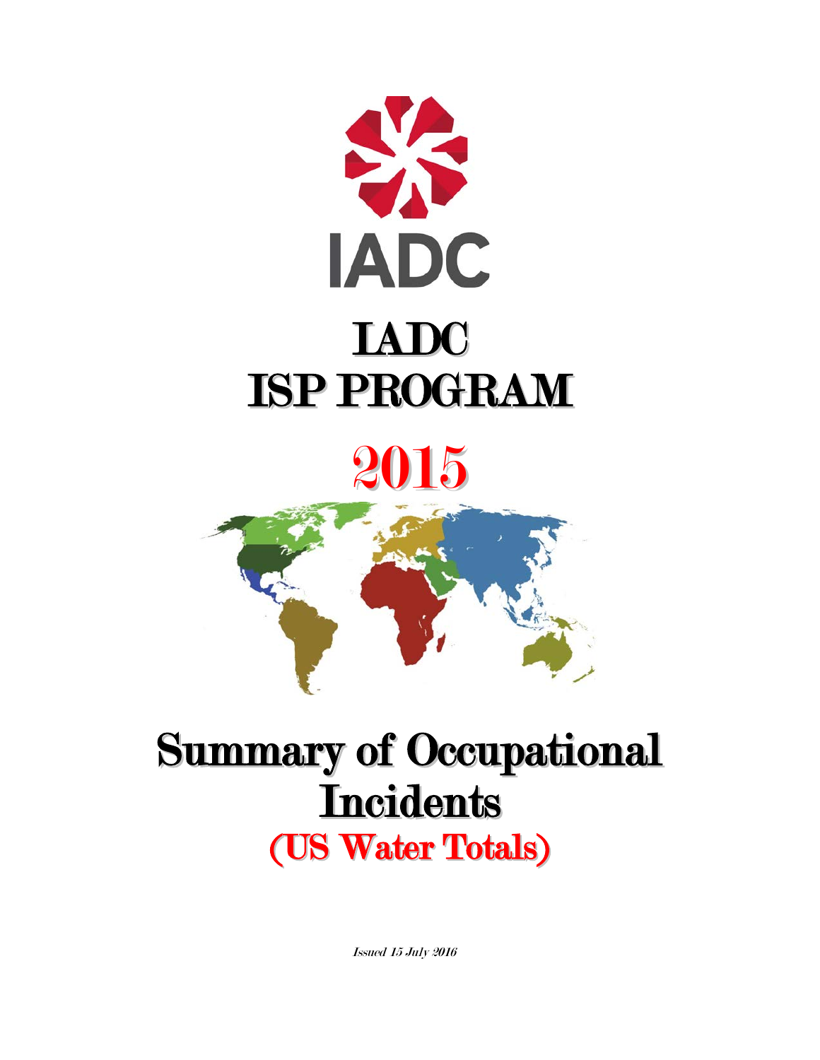IADC

# IADC
# ISP PROGRAM

# 2015

# Summary of Occupational Incidents
## (US Water Totals)

*Issued 15 July 2016*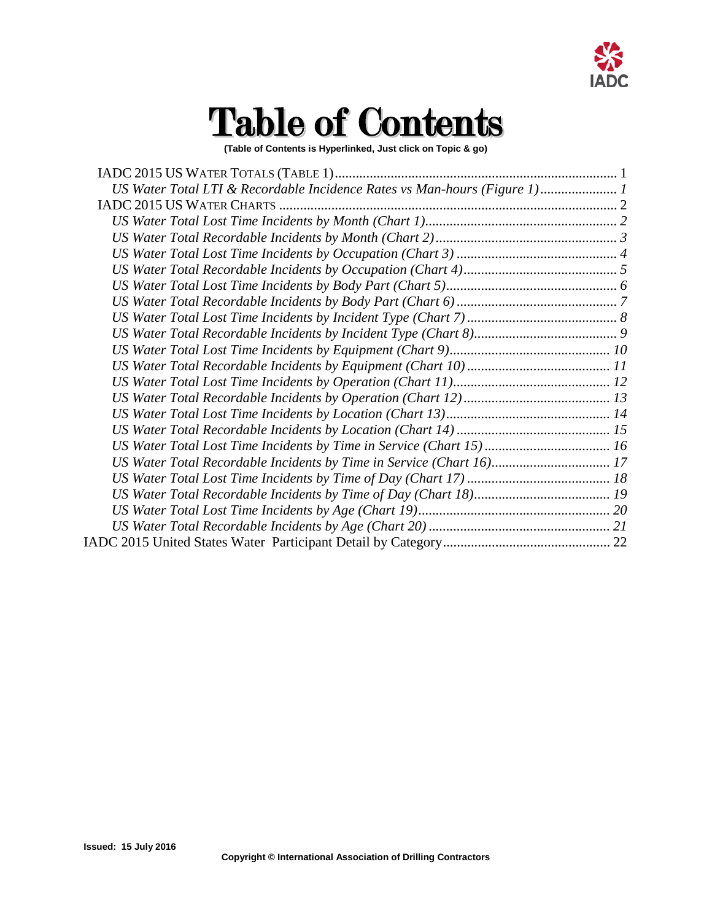# Table of Contents

**(Table of Contents is Hyperlinked, Just click on Topic & go)**

- IADC 2015 US WATER TOTALS (TABLE 1) ........................................ 1
  - *US Water Total LTI & Recordable Incidence Rates vs Man-hours (Figure 1) ........................ 1*
- IADC 2015 US WATER CHARTS ........................................ 2
  - *US Water Total Lost Time Incidents by Month (Chart 1) ........................................ 2*
  - *US Water Total Recordable Incidents by Month (Chart 2) ........................................ 3*
  - *US Water Total Lost Time Incidents by Occupation (Chart 3) ........................................ 4*
  - *US Water Total Recordable Incidents by Occupation (Chart 4) ........................................ 5*
  - *US Water Total Lost Time Incidents by Body Part (Chart 5) ........................................ 6*
  - *US Water Total Recordable Incidents by Body Part (Chart 6) ........................................ 7*
  - *US Water Total Lost Time Incidents by Incident Type (Chart 7) ........................................ 8*
  - *US Water Total Recordable Incidents by Incident Type (Chart 8) ........................................ 9*
  - *US Water Total Lost Time Incidents by Equipment (Chart 9) ........................................ 10*
  - *US Water Total Recordable Incidents by Equipment (Chart 10) ........................................ 11*
  - *US Water Total Lost Time Incidents by Operation (Chart 11) ........................................ 12*
  - *US Water Total Recordable Incidents by Operation (Chart 12) ........................................ 13*
  - *US Water Total Lost Time Incidents by Location (Chart 13) ........................................ 14*
  - *US Water Total Recordable Incidents by Location (Chart 14) ........................................ 15*
  - *US Water Total Lost Time Incidents by Time in Service (Chart 15) ........................................ 16*
  - *US Water Total Recordable Incidents by Time in Service (Chart 16) ........................................ 17*
  - *US Water Total Lost Time Incidents by Time of Day (Chart 17) ........................................ 18*
  - *US Water Total Recordable Incidents by Time of Day (Chart 18) ........................................ 19*
  - *US Water Total Lost Time Incidents by Age (Chart 19) ........................................ 20*
  - *US Water Total Recordable Incidents by Age (Chart 20) ........................................ 21*
- IADC 2015 United States Water Participant Detail by Category ........................................ 22

**Issued: 15 July 2016**

**Copyright © International Association of Drilling Contractors**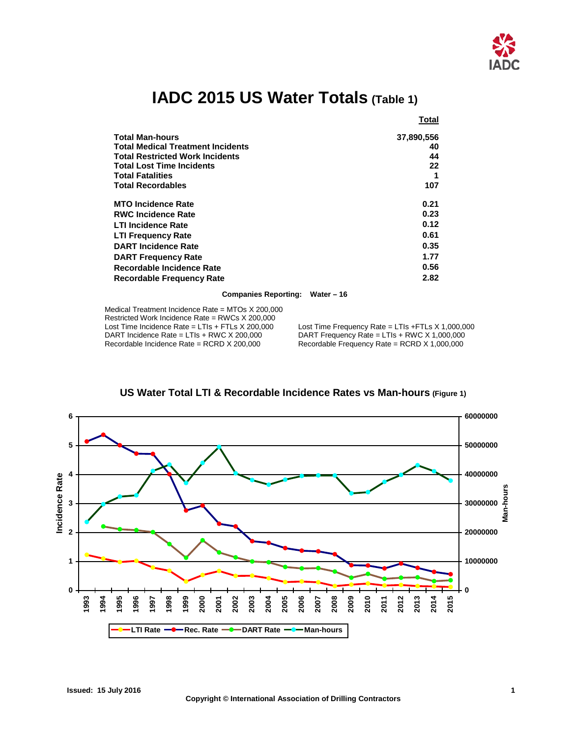# IADC 2015 US Water Totals (Table 1)

| | Total |
|---|---|
| **Total Man-hours** | **37,890,556** |
| **Total Medical Treatment Incidents** | **40** |
| **Total Restricted Work Incidents** | **44** |
| **Total Lost Time Incidents** | **22** |
| **Total Fatalities** | **1** |
| **Total Recordables** | **107** |
| **MTO Incidence Rate** | **0.21** |
| **RWC Incidence Rate** | **0.23** |
| **LTI Incidence Rate** | **0.12** |
| **LTI Frequency Rate** | **0.61** |
| **DART Incidence Rate** | **0.35** |
| **DART Frequency Rate** | **1.77** |
| **Recordable Incidence Rate** | **0.56** |
| **Recordable Frequency Rate** | **2.82** |

**Companies Reporting: Water – 16**

Medical Treatment Incidence Rate = MTOs X 200,000
Restricted Work Incidence Rate = RWCs X 200,000
Lost Time Incidence Rate = LTIs + FTLs X 200,000
DART Incidence Rate = LTIs + RWC X 200,000
Recordable Incidence Rate = RCRD X 200,000

Lost Time Frequency Rate = LTIs +FTLs X 1,000,000
DART Frequency Rate = LTIs + RWC X 1,000,000
Recordable Frequency Rate = RCRD X 1,000,000

## US Water Total LTI & Recordable Incidence Rates vs Man-hours (Figure 1)

Legend: LTI Rate, Rec. Rate, DART Rate, Man-hours

Left axis: Incidence Rate (0–6); Right axis: Man-hours (0–60000000); X axis: 1993–2015

**Issued: 15 July 2016**

**Copyright © International Association of Drilling Contractors**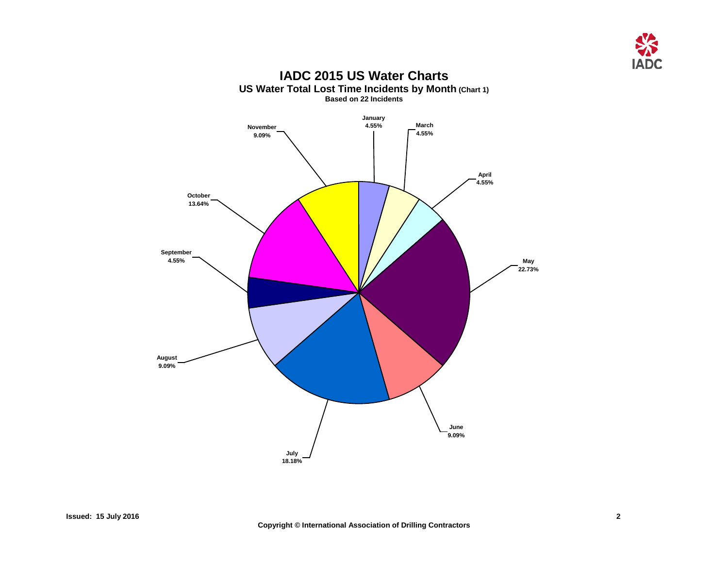# IADC 2015 US Water Charts

## US Water Total Lost Time Incidents by Month (Chart 1)

**Based on 22 Incidents**

| Month | Percentage |
|---|---|
| January | 4.55% |
| March | 4.55% |
| April | 4.55% |
| May | 22.73% |
| June | 9.09% |
| July | 18.18% |
| August | 9.09% |
| September | 4.55% |
| October | 13.64% |
| November | 9.09% |

**Issued: 15 July 2016**

**Copyright © International Association of Drilling Contractors**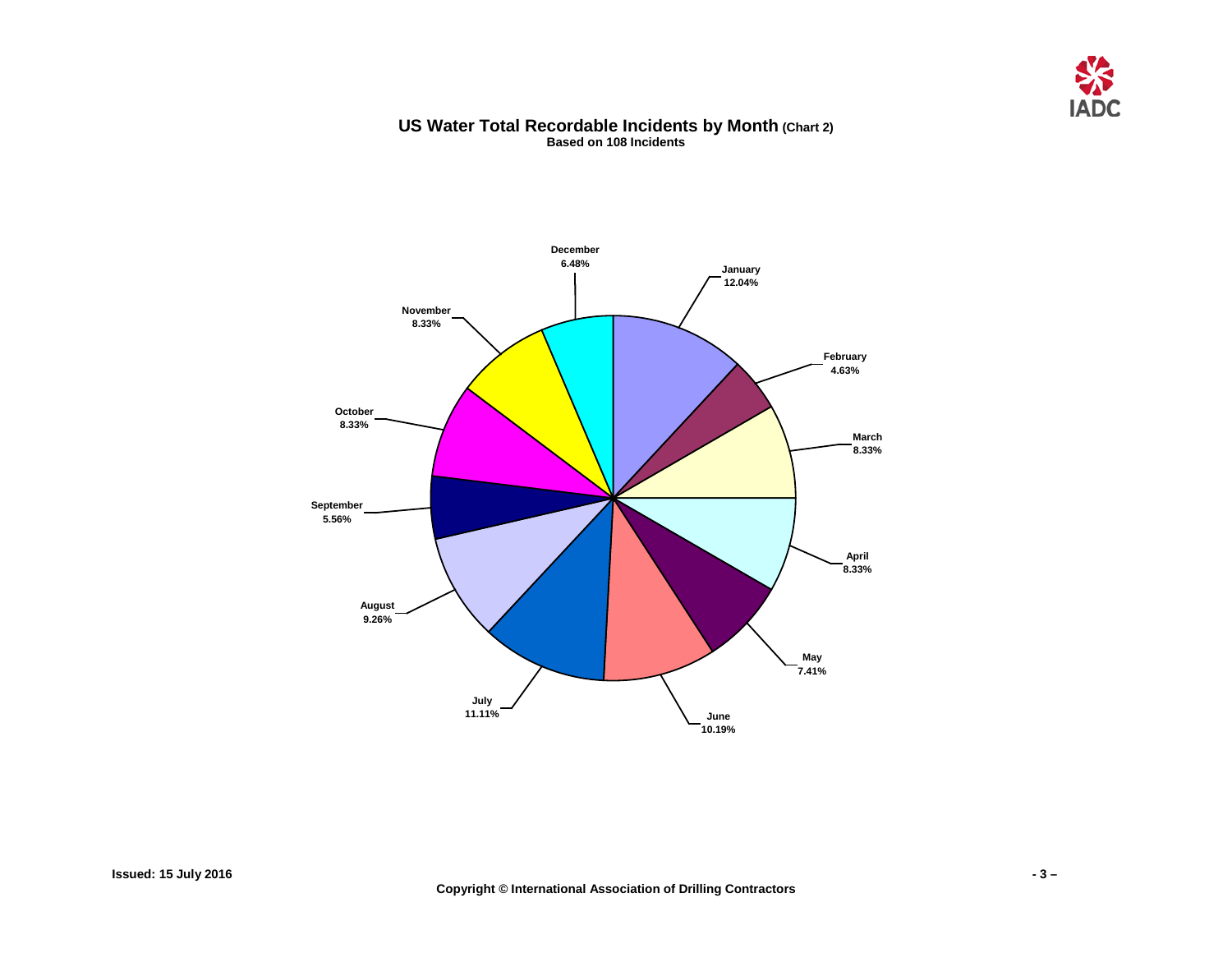## US Water Total Recordable Incidents by Month (Chart 2)

**Based on 108 Incidents**

| Month | Percentage |
| --- | --- |
| January | 12.04% |
| February | 4.63% |
| March | 8.33% |
| April | 8.33% |
| May | 7.41% |
| June | 10.19% |
| July | 11.11% |
| August | 9.26% |
| September | 5.56% |
| October | 8.33% |
| November | 8.33% |
| December | 6.48% |

**Issued: 15 July 2016**

**Copyright © International Association of Drilling Contractors**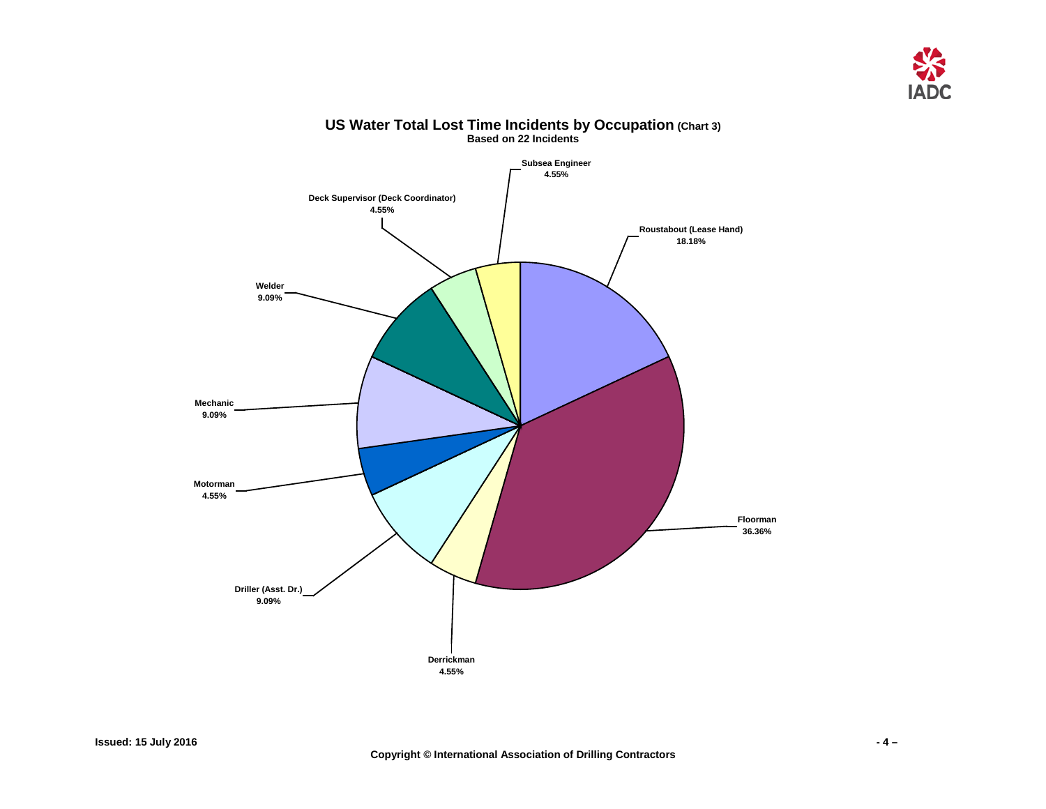## US Water Total Lost Time Incidents by Occupation (Chart 3)

**Based on 22 Incidents**

| Occupation | Percentage |
|---|---|
| Subsea Engineer | 4.55% |
| Roustabout (Lease Hand) | 18.18% |
| Floorman | 36.36% |
| Derrickman | 4.55% |
| Driller (Asst. Dr.) | 9.09% |
| Motorman | 4.55% |
| Mechanic | 9.09% |
| Welder | 9.09% |
| Deck Supervisor (Deck Coordinator) | 4.55% |

**Issued: 15 July 2016**

**Copyright © International Association of Drilling Contractors**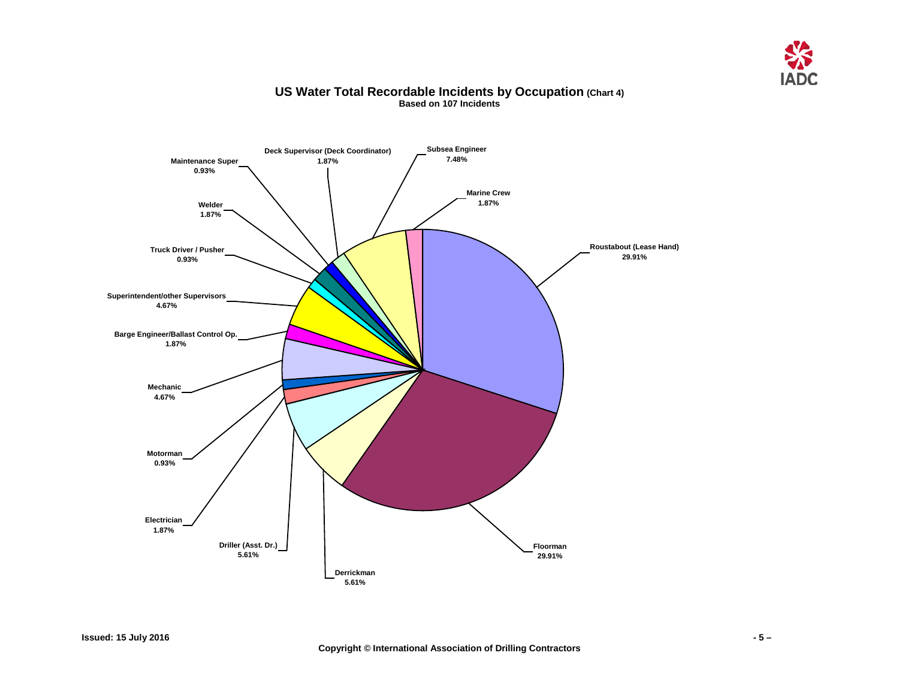## US Water Total Recordable Incidents by Occupation (Chart 4)

**Based on 107 Incidents**

| Occupation | Percentage |
|---|---|
| Roustabout (Lease Hand) | 29.91% |
| Floorman | 29.91% |
| Derrickman | 5.61% |
| Driller (Asst. Dr.) | 5.61% |
| Electrician | 1.87% |
| Motorman | 0.93% |
| Mechanic | 4.67% |
| Barge Engineer/Ballast Control Op. | 1.87% |
| Superintendent/other Supervisors | 4.67% |
| Truck Driver / Pusher | 0.93% |
| Welder | 1.87% |
| Maintenance Super | 0.93% |
| Deck Supervisor (Deck Coordinator) | 1.87% |
| Subsea Engineer | 7.48% |
| Marine Crew | 1.87% |

Issued: 15 July 2016

Copyright © International Association of Drilling Contractors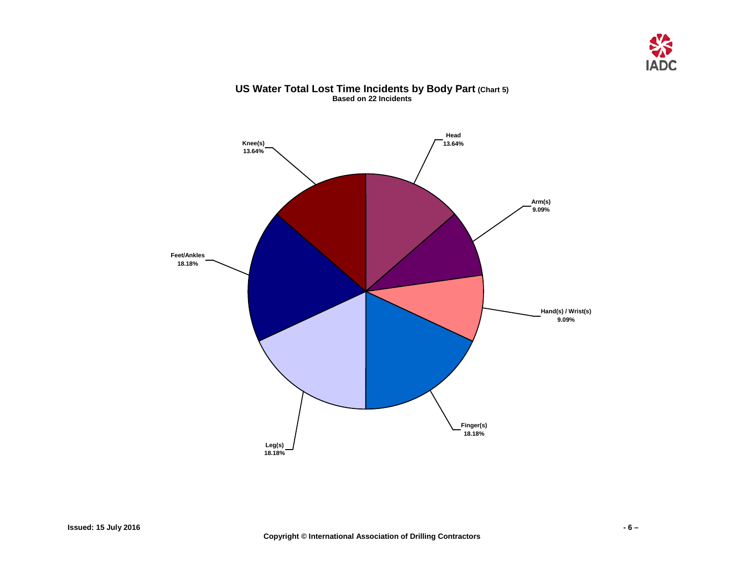## US Water Total Lost Time Incidents by Body Part (Chart 5)

**Based on 22 Incidents**

| Body Part | Percentage |
|---|---|
| Head | 13.64% |
| Arm(s) | 9.09% |
| Hand(s) / Wrist(s) | 9.09% |
| Finger(s) | 18.18% |
| Leg(s) | 18.18% |
| Feet/Ankles | 18.18% |
| Knee(s) | 13.64% |

**Issued: 15 July 2016**

**Copyright © International Association of Drilling Contractors**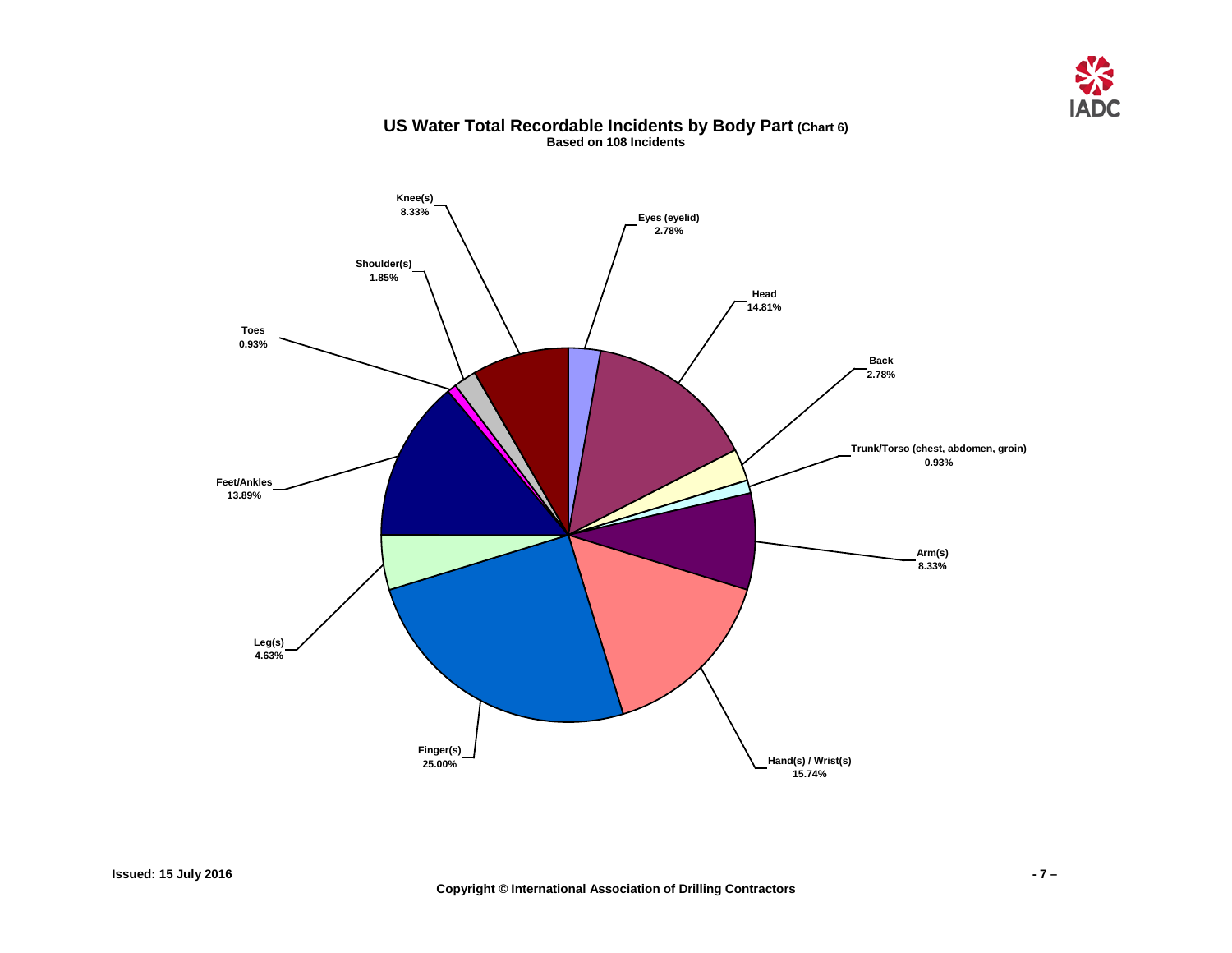## US Water Total Recordable Incidents by Body Part (Chart 6)

**Based on 108 Incidents**

| Body Part | Percentage |
| --- | --- |
| Eyes (eyelid) | 2.78% |
| Head | 14.81% |
| Back | 2.78% |
| Trunk/Torso (chest, abdomen, groin) | 0.93% |
| Arm(s) | 8.33% |
| Hand(s) / Wrist(s) | 15.74% |
| Finger(s) | 25.00% |
| Leg(s) | 4.63% |
| Feet/Ankles | 13.89% |
| Toes | 0.93% |
| Shoulder(s) | 1.85% |
| Knee(s) | 8.33% |

**Issued: 15 July 2016**

**Copyright © International Association of Drilling Contractors**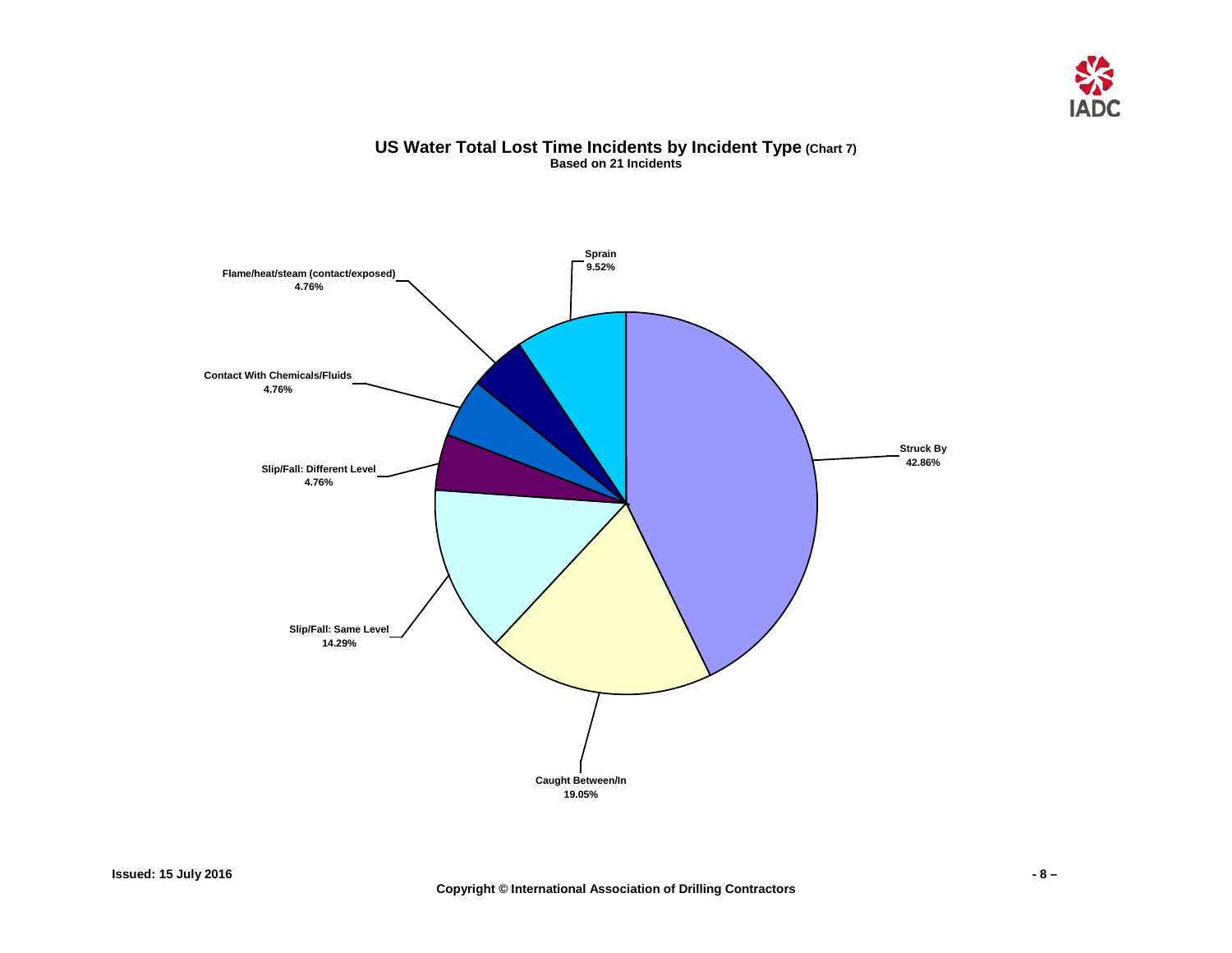## US Water Total Lost Time Incidents by Incident Type (Chart 7)

**Based on 21 Incidents**

| Incident Type | Percentage |
|---|---|
| Struck By | 42.86% |
| Caught Between/In | 19.05% |
| Slip/Fall: Same Level | 14.29% |
| Slip/Fall: Different Level | 4.76% |
| Contact With Chemicals/Fluids | 4.76% |
| Flame/heat/steam (contact/exposed) | 4.76% |
| Sprain | 9.52% |

**Issued: 15 July 2016**

**Copyright © International Association of Drilling Contractors**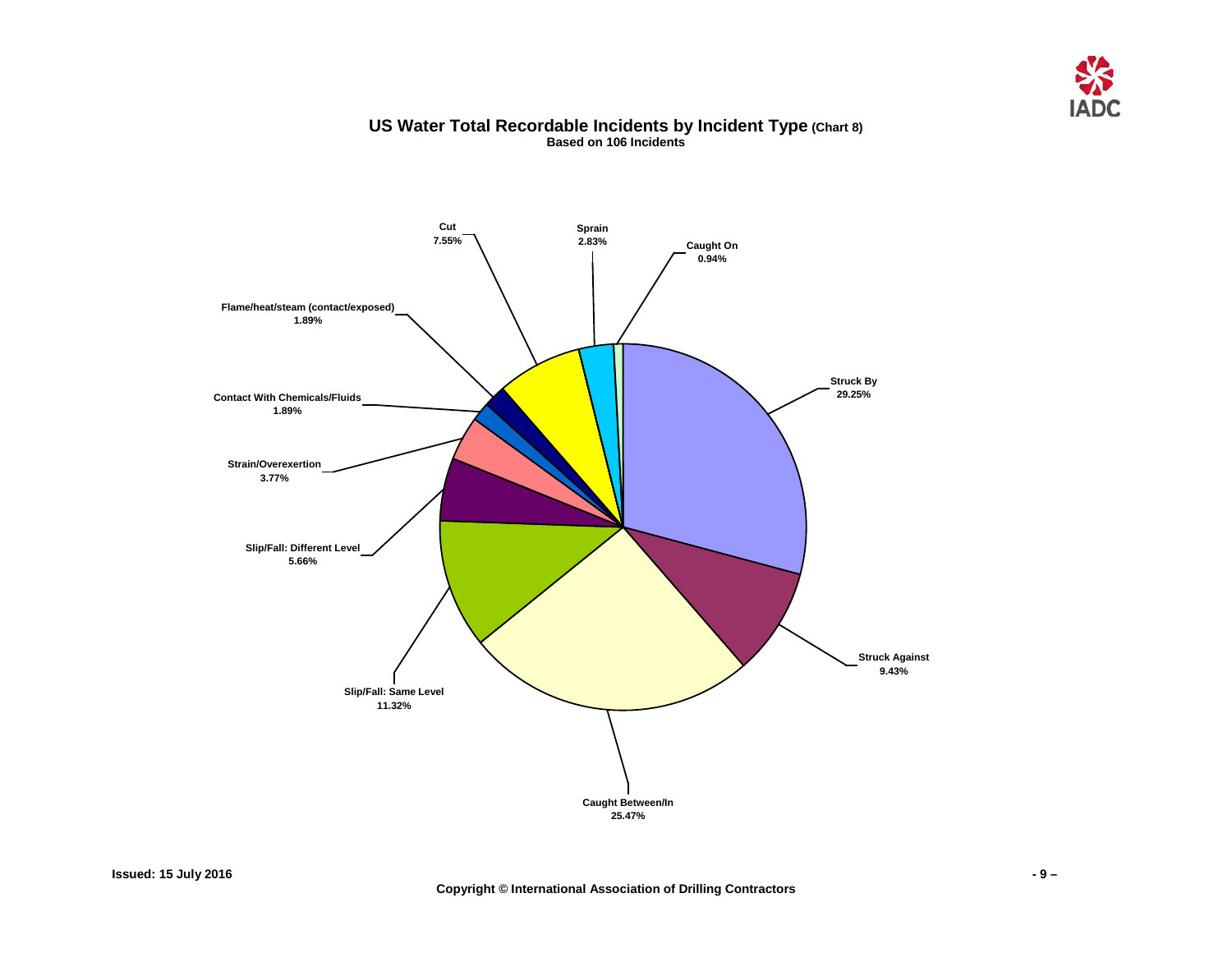## US Water Total Recordable Incidents by Incident Type (Chart 8)

**Based on 106 Incidents**

| Incident Type | Percentage |
|---|---|
| Struck By | 29.25% |
| Struck Against | 9.43% |
| Caught Between/In | 25.47% |
| Slip/Fall: Same Level | 11.32% |
| Slip/Fall: Different Level | 5.66% |
| Strain/Overexertion | 3.77% |
| Contact With Chemicals/Fluids | 1.89% |
| Flame/heat/steam (contact/exposed) | 1.89% |
| Cut | 7.55% |
| Sprain | 2.83% |
| Caught On | 0.94% |

**Issued: 15 July 2016**

**Copyright © International Association of Drilling Contractors**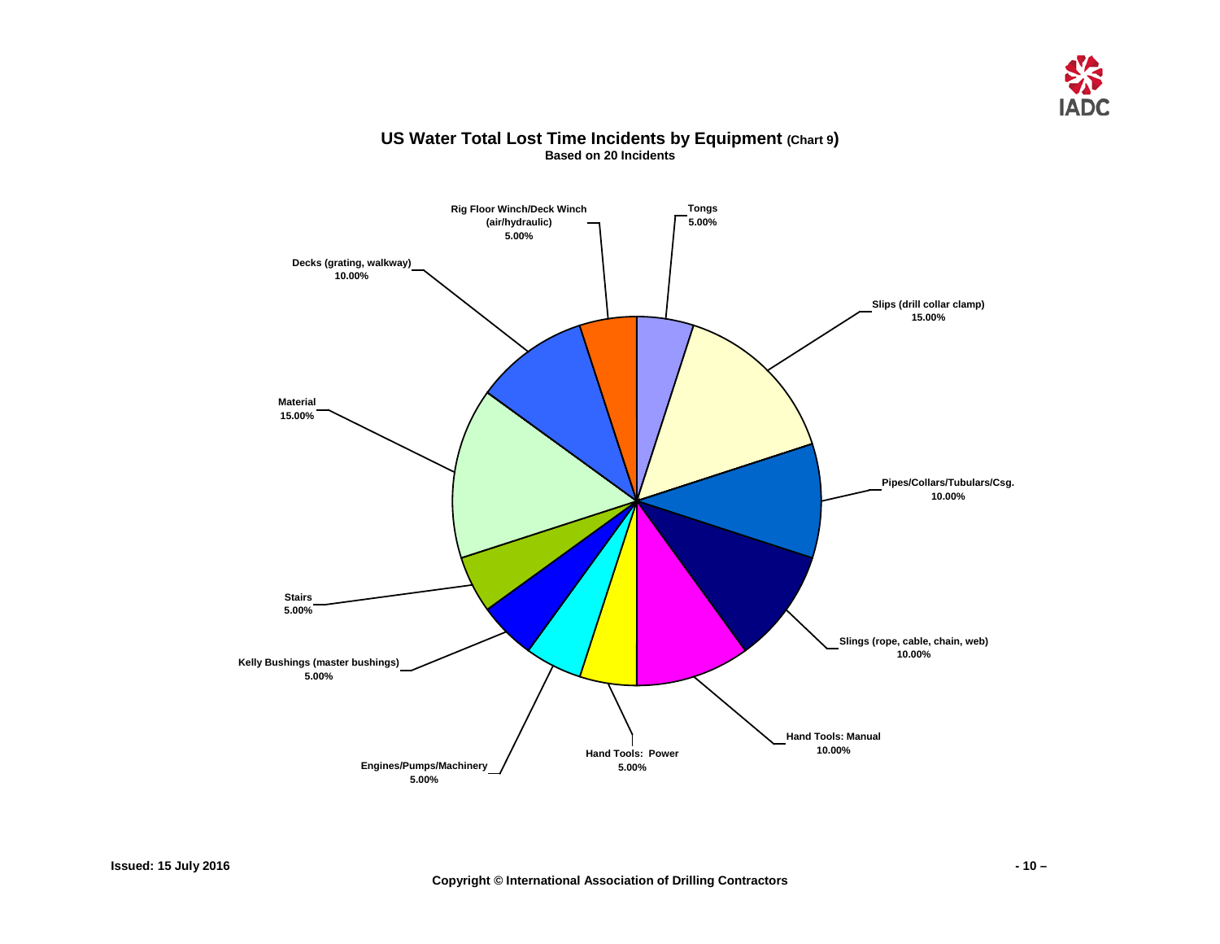## US Water Total Lost Time Incidents by Equipment (Chart 9)

**Based on 20 Incidents**

| Equipment | Percentage |
| --- | --- |
| Tongs | 5.00% |
| Slips (drill collar clamp) | 15.00% |
| Pipes/Collars/Tubulars/Csg. | 10.00% |
| Slings (rope, cable, chain, web) | 10.00% |
| Hand Tools: Manual | 10.00% |
| Hand Tools: Power | 5.00% |
| Engines/Pumps/Machinery | 5.00% |
| Kelly Bushings (master bushings) | 5.00% |
| Stairs | 5.00% |
| Material | 15.00% |
| Decks (grating, walkway) | 10.00% |
| Rig Floor Winch/Deck Winch (air/hydraulic) | 5.00% |

Issued: 15 July 2016

Copyright © International Association of Drilling Contractors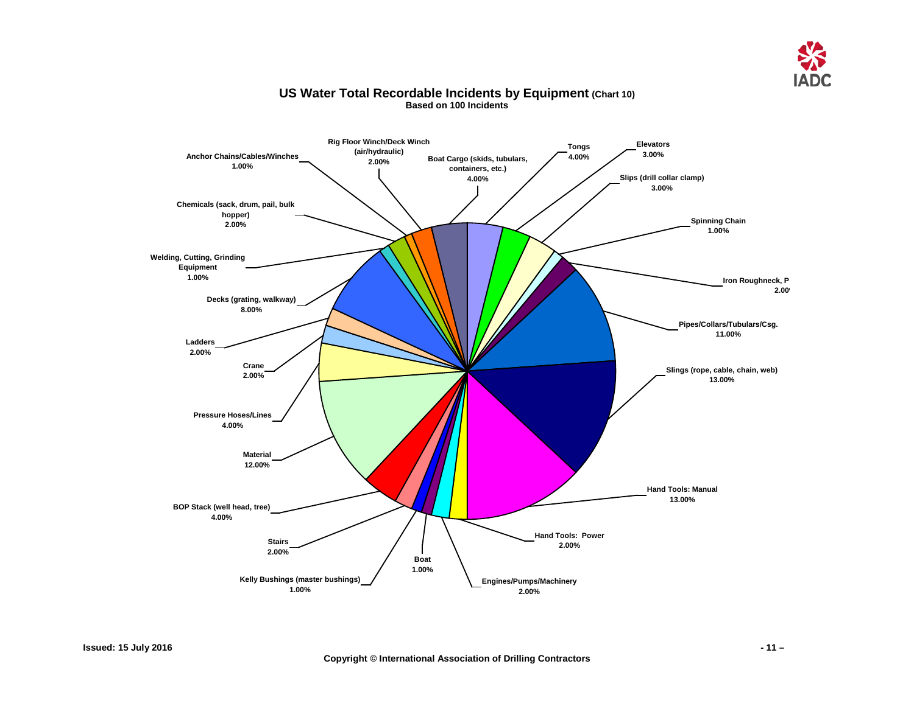## US Water Total Recordable Incidents by Equipment (Chart 10)

**Based on 100 Incidents**

| Equipment | Percentage |
|---|---|
| Boat Cargo (skids, tubulars, containers, etc.) | 4.00% |
| Tongs | 4.00% |
| Elevators | 3.00% |
| Slips (drill collar clamp) | 3.00% |
| Spinning Chain | 1.00% |
| Iron Roughneck, P | 2.00 |
| Pipes/Collars/Tubulars/Csg. | 11.00% |
| Slings (rope, cable, chain, web) | 13.00% |
| Hand Tools: Manual | 13.00% |
| Hand Tools: Power | 2.00% |
| Engines/Pumps/Machinery | 2.00% |
| Boat | 1.00% |
| Kelly Bushings (master bushings) | 1.00% |
| Stairs | 2.00% |
| BOP Stack (well head, tree) | 4.00% |
| Material | 12.00% |
| Pressure Hoses/Lines | 4.00% |
| Crane | 2.00% |
| Ladders | 2.00% |
| Decks (grating, walkway) | 8.00% |
| Welding, Cutting, Grinding Equipment | 1.00% |
| Chemicals (sack, drum, pail, bulk hopper) | 2.00% |
| Anchor Chains/Cables/Winches | 1.00% |
| Rig Floor Winch/Deck Winch (air/hydraulic) | 2.00% |

Issued: 15 July 2016

Copyright © International Association of Drilling Contractors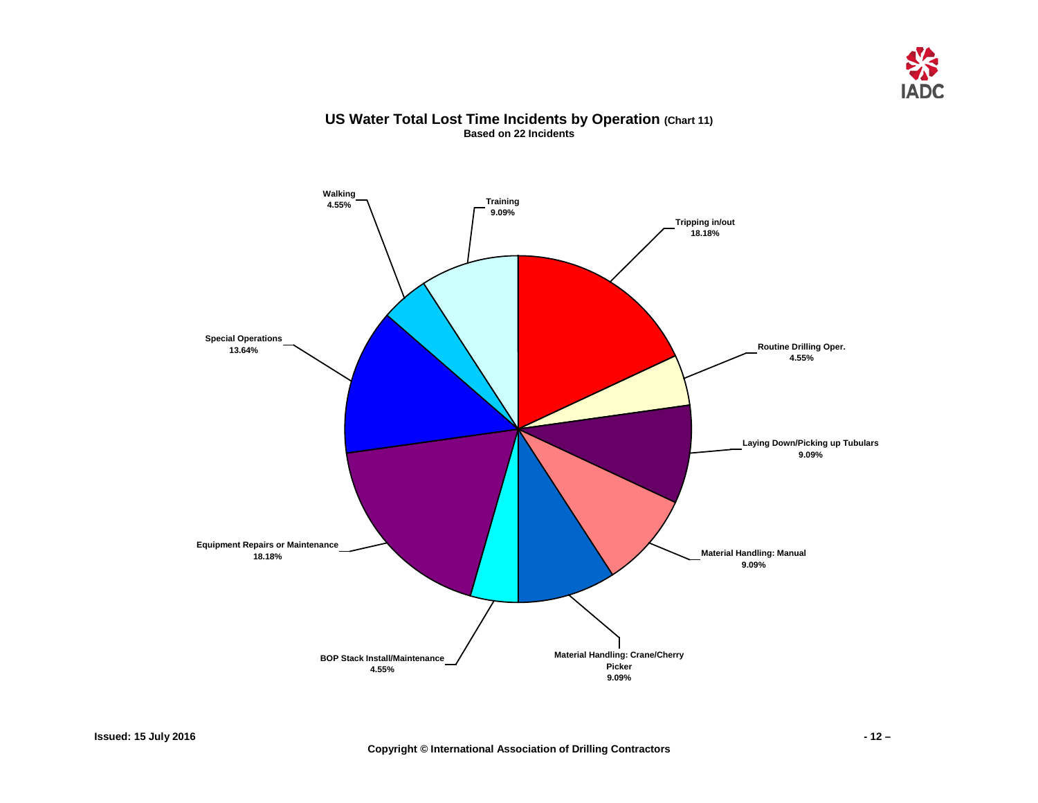## US Water Total Lost Time Incidents by Operation (Chart 11)

**Based on 22 Incidents**

| Operation | Percentage |
| --- | --- |
| Tripping in/out | 18.18% |
| Routine Drilling Oper. | 4.55% |
| Laying Down/Picking up Tubulars | 9.09% |
| Material Handling: Manual | 9.09% |
| Material Handling: Crane/Cherry Picker | 9.09% |
| BOP Stack Install/Maintenance | 4.55% |
| Equipment Repairs or Maintenance | 18.18% |
| Special Operations | 13.64% |
| Walking | 4.55% |
| Training | 9.09% |

**Issued: 15 July 2016**

**Copyright © International Association of Drilling Contractors**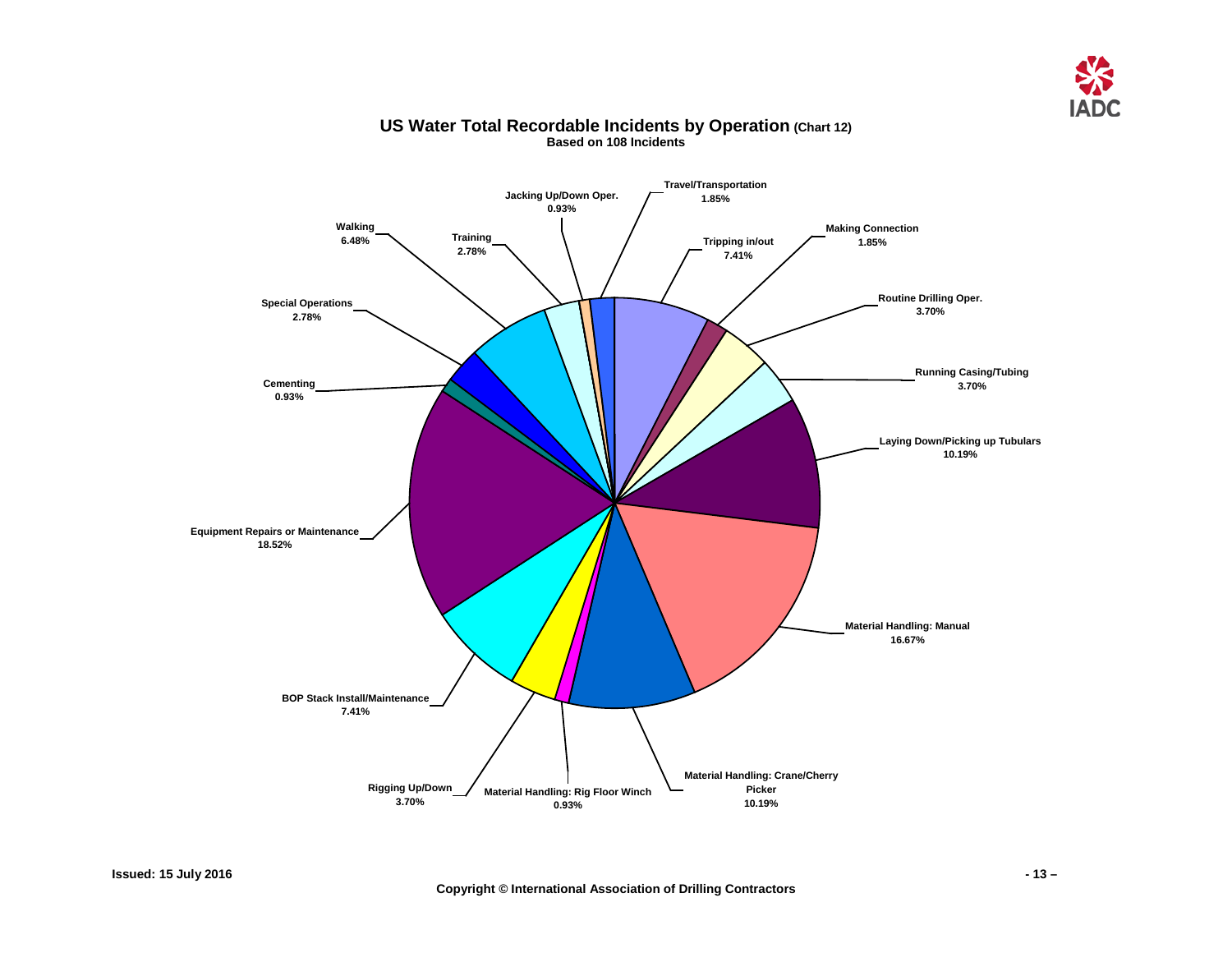## US Water Total Recordable Incidents by Operation (Chart 12)

**Based on 108 Incidents**

| Operation | Percentage |
| --- | --- |
| Travel/Transportation | 1.85% |
| Tripping in/out | 7.41% |
| Making Connection | 1.85% |
| Routine Drilling Oper. | 3.70% |
| Running Casing/Tubing | 3.70% |
| Laying Down/Picking up Tubulars | 10.19% |
| Material Handling: Manual | 16.67% |
| Material Handling: Crane/Cherry Picker | 10.19% |
| Material Handling: Rig Floor Winch | 0.93% |
| Rigging Up/Down | 3.70% |
| BOP Stack Install/Maintenance | 7.41% |
| Equipment Repairs or Maintenance | 18.52% |
| Cementing | 0.93% |
| Special Operations | 2.78% |
| Walking | 6.48% |
| Training | 2.78% |
| Jacking Up/Down Oper. | 0.93% |

Issued: 15 July 2016

Copyright © International Association of Drilling Contractors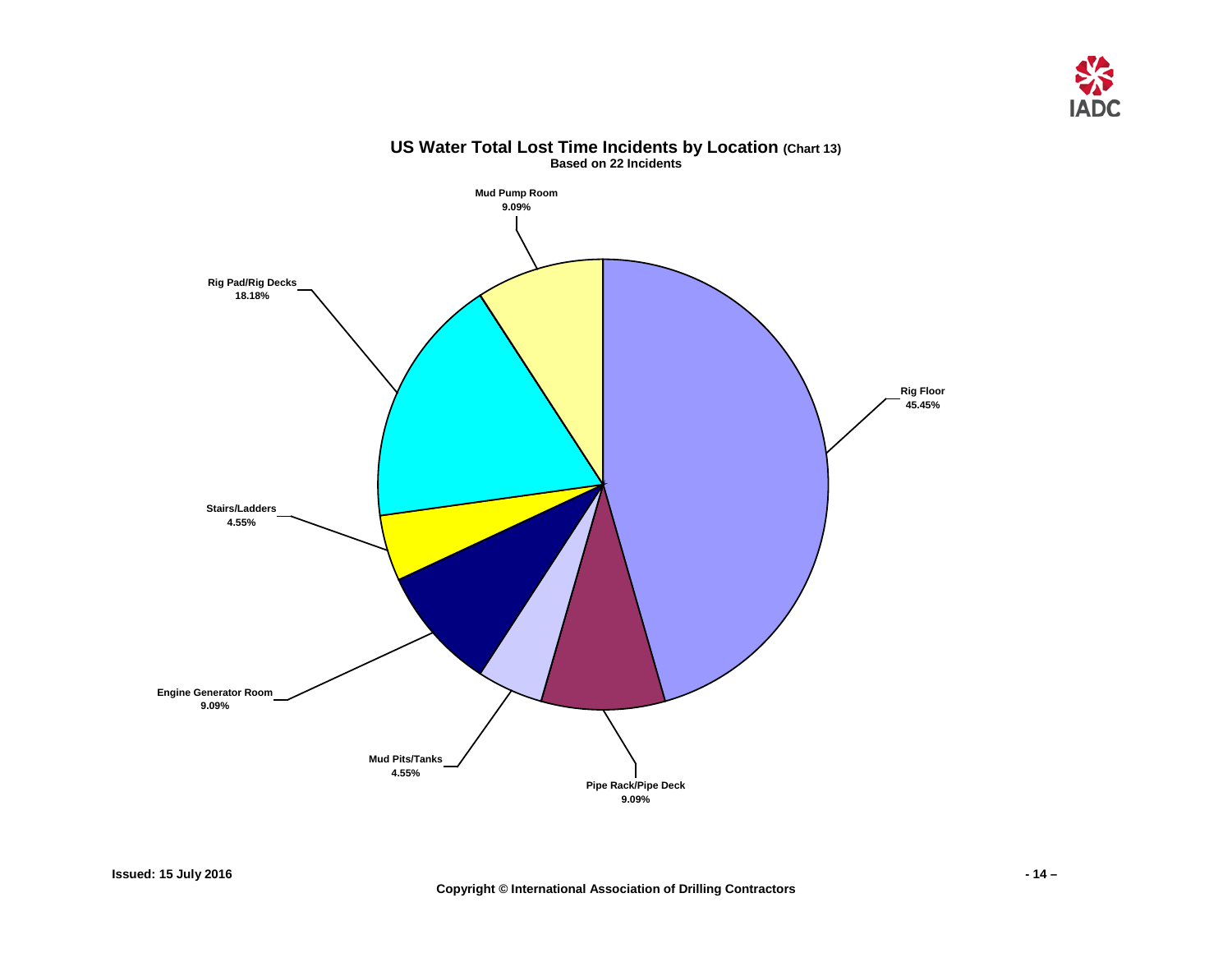## US Water Total Lost Time Incidents by Location (Chart 13)

**Based on 22 Incidents**

| Location | Percentage |
|---|---|
| Rig Floor | 45.45% |
| Pipe Rack/Pipe Deck | 9.09% |
| Mud Pits/Tanks | 4.55% |
| Engine Generator Room | 9.09% |
| Stairs/Ladders | 4.55% |
| Rig Pad/Rig Decks | 18.18% |
| Mud Pump Room | 9.09% |

Issued: 15 July 2016

Copyright © International Association of Drilling Contractors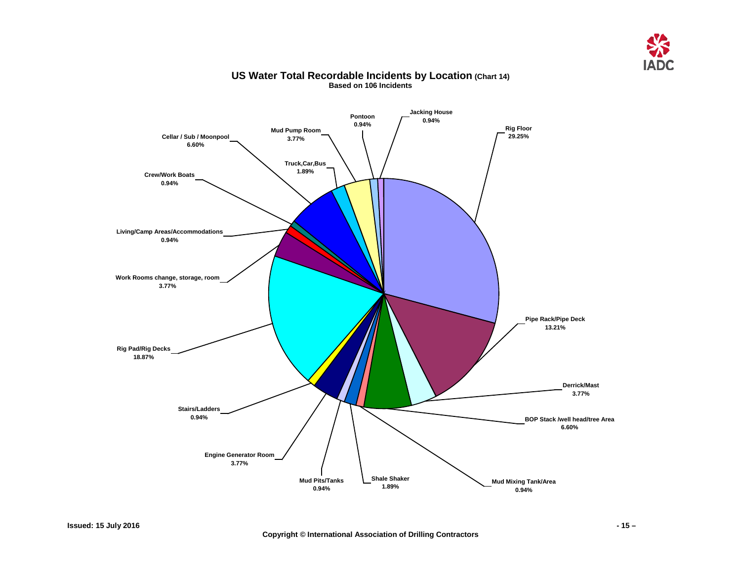## US Water Total Recordable Incidents by Location (Chart 14)

**Based on 106 Incidents**

| Location | Percentage |
| --- | --- |
| Rig Floor | 29.25% |
| Pipe Rack/Pipe Deck | 13.21% |
| Derrick/Mast | 3.77% |
| BOP Stack /well head/tree Area | 6.60% |
| Mud Mixing Tank/Area | 0.94% |
| Shale Shaker | 1.89% |
| Mud Pits/Tanks | 0.94% |
| Engine Generator Room | 3.77% |
| Stairs/Ladders | 0.94% |
| Rig Pad/Rig Decks | 18.87% |
| Work Rooms change, storage, room | 3.77% |
| Living/Camp Areas/Accommodations | 0.94% |
| Crew/Work Boats | 0.94% |
| Cellar / Sub / Moonpool | 6.60% |
| Truck,Car,Bus | 1.89% |
| Mud Pump Room | 3.77% |
| Pontoon | 0.94% |
| Jacking House | 0.94% |

Issued: 15 July 2016

Copyright © International Association of Drilling Contractors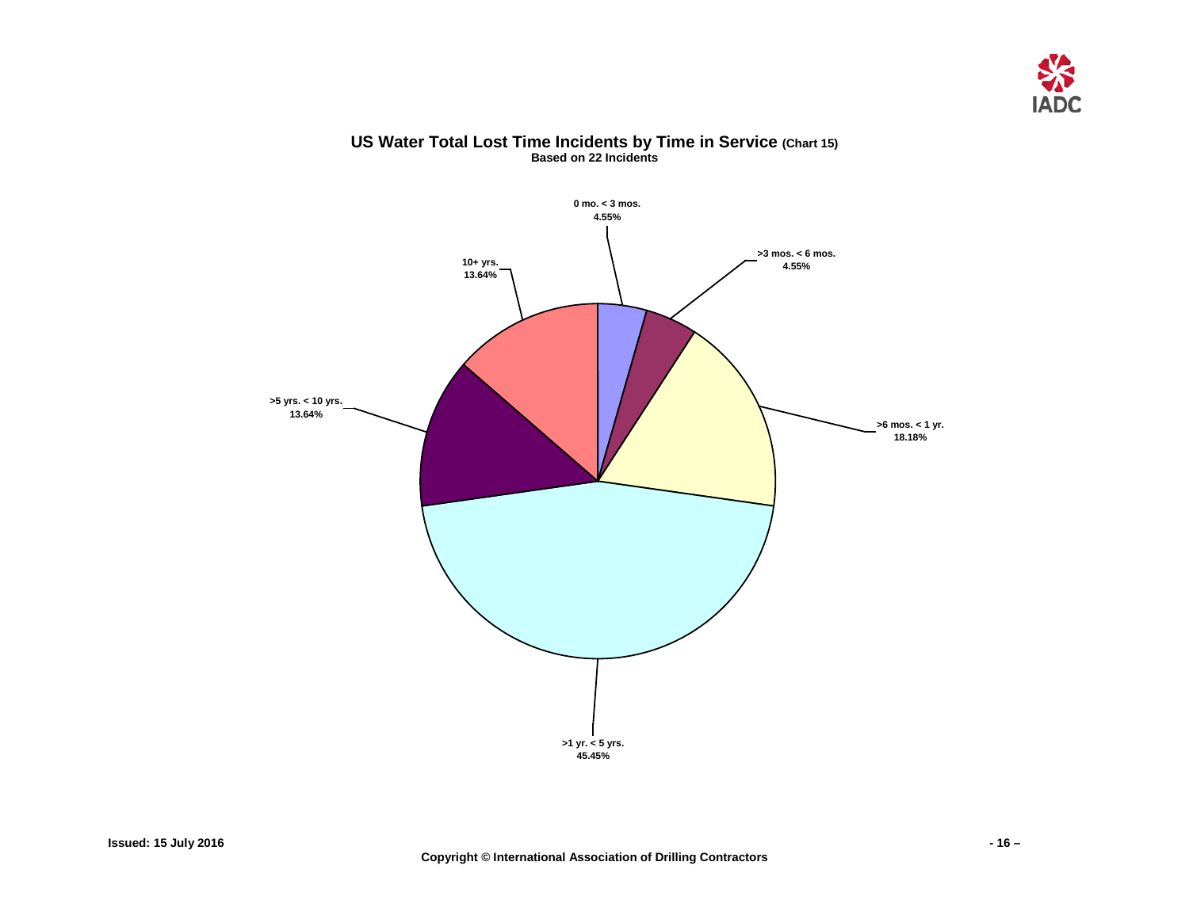## US Water Total Lost Time Incidents by Time in Service (Chart 15)

**Based on 22 Incidents**

0 mo. < 3 mos.
4.55%

>3 mos. < 6 mos.
4.55%

>6 mos. < 1 yr.
18.18%

>1 yr. < 5 yrs.
45.45%

>5 yrs. < 10 yrs.
13.64%

10+ yrs.
13.64%

**Issued: 15 July 2016**

**Copyright © International Association of Drilling Contractors**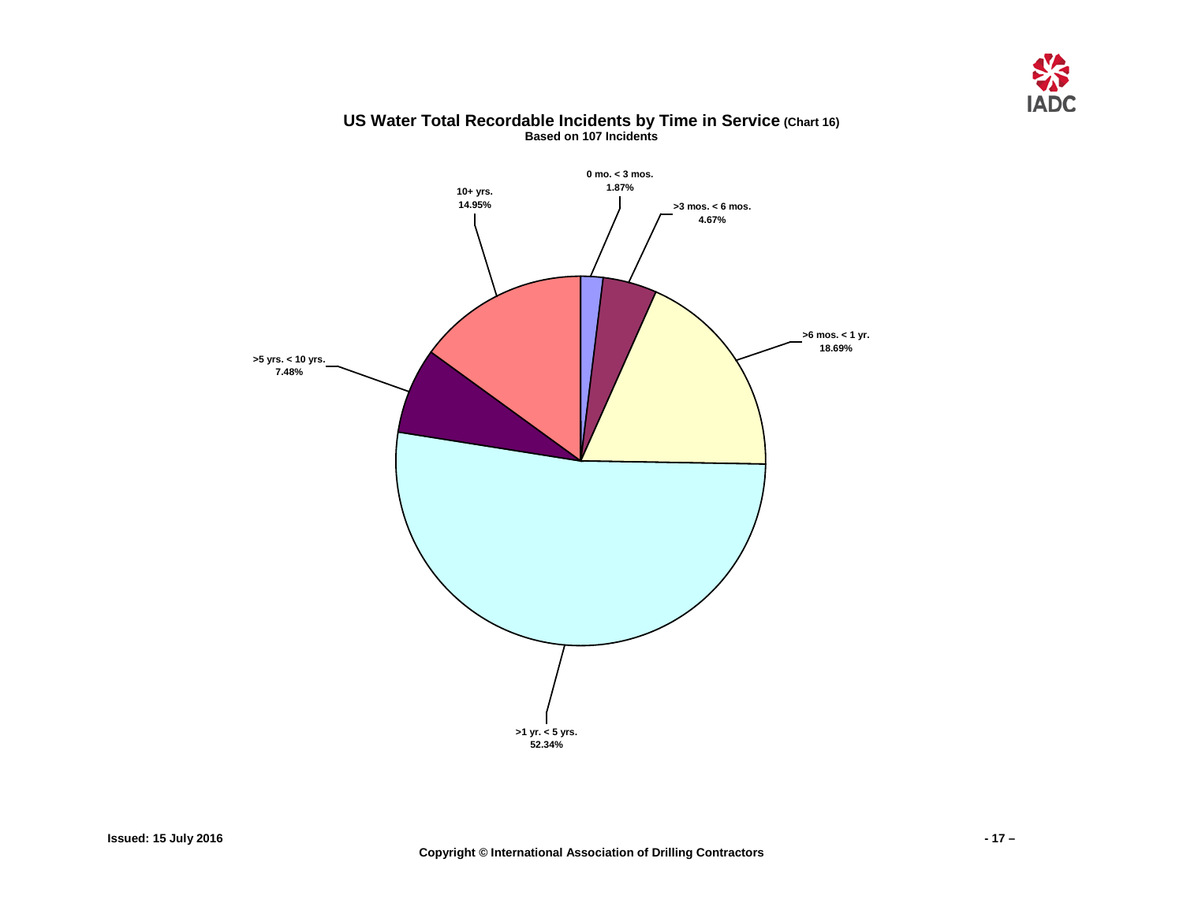## US Water Total Recordable Incidents by Time in Service (Chart 16)

**Based on 107 Incidents**

0 mo. < 3 mos.
1.87%

>3 mos. < 6 mos.
4.67%

>6 mos. < 1 yr.
18.69%

>1 yr. < 5 yrs.
52.34%

>5 yrs. < 10 yrs.
7.48%

10+ yrs.
14.95%

Issued: 15 July 2016

Copyright © International Association of Drilling Contractors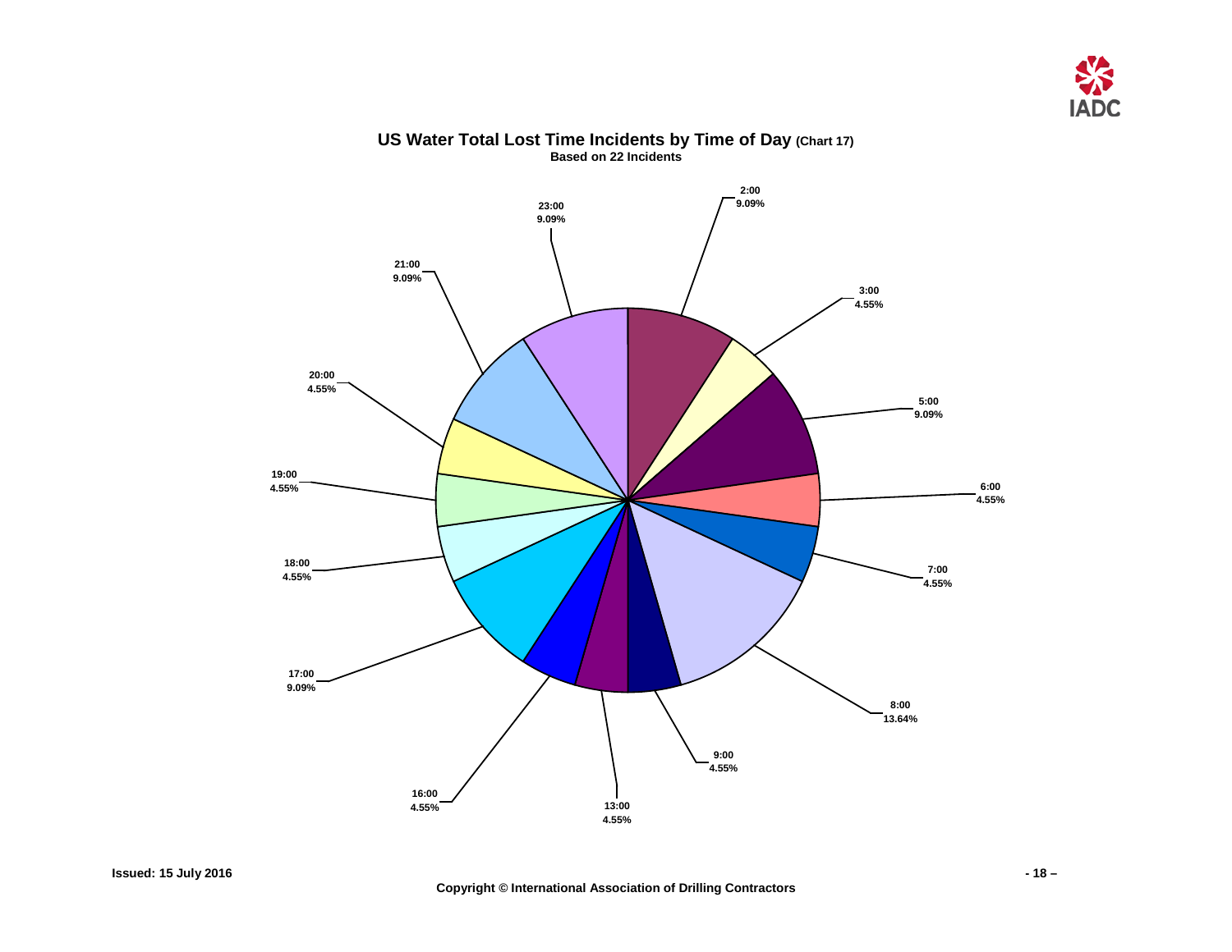## US Water Total Lost Time Incidents by Time of Day (Chart 17)

**Based on 22 Incidents**

| Time of Day | Percentage |
|---|---|
| 2:00 | 9.09% |
| 3:00 | 4.55% |
| 5:00 | 9.09% |
| 6:00 | 4.55% |
| 7:00 | 4.55% |
| 8:00 | 13.64% |
| 9:00 | 4.55% |
| 13:00 | 4.55% |
| 16:00 | 4.55% |
| 17:00 | 9.09% |
| 18:00 | 4.55% |
| 19:00 | 4.55% |
| 20:00 | 4.55% |
| 21:00 | 9.09% |
| 23:00 | 9.09% |

Issued: 15 July 2016

Copyright © International Association of Drilling Contractors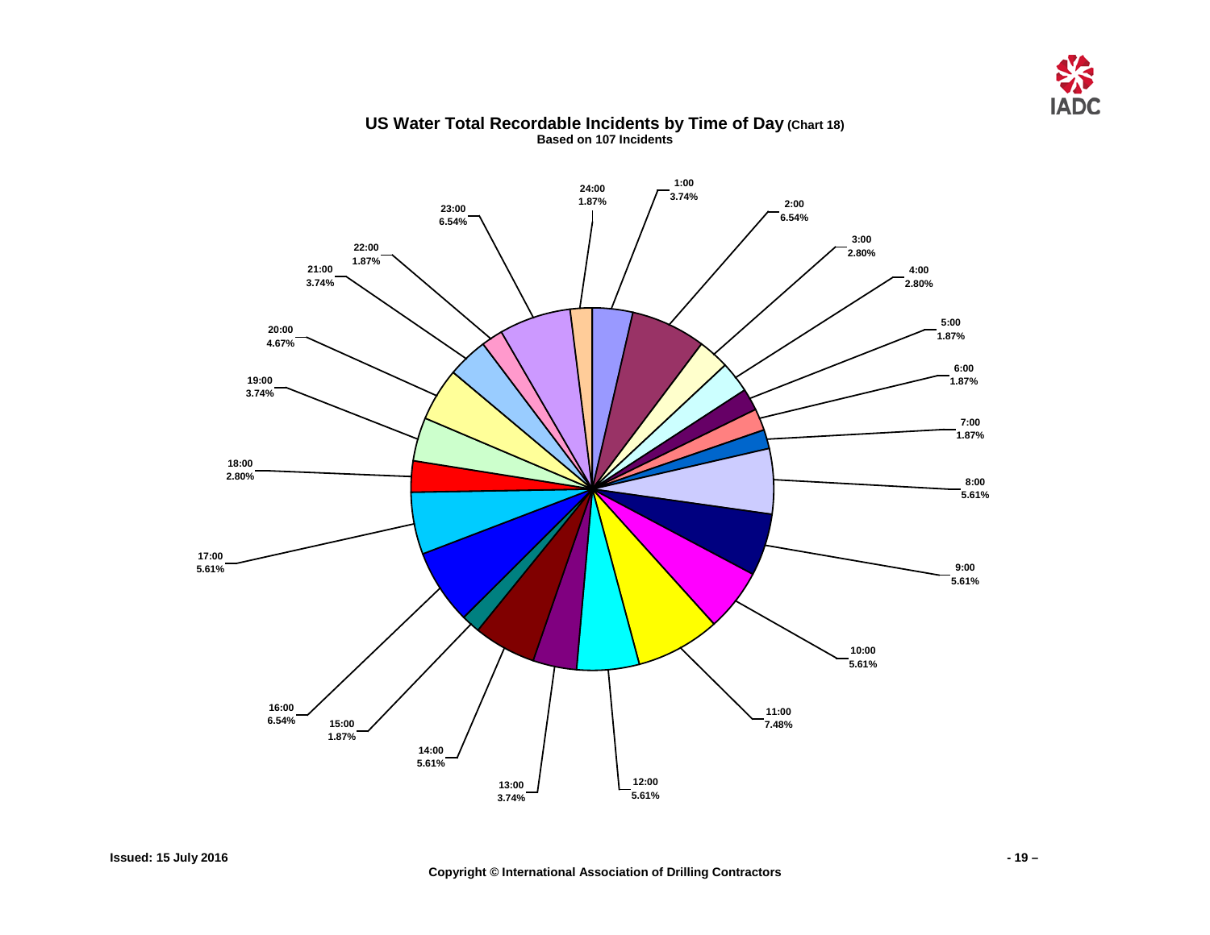## US Water Total Recordable Incidents by Time of Day (Chart 18)

**Based on 107 Incidents**

| Time | Percentage |
| --- | --- |
| 1:00 | 3.74% |
| 2:00 | 6.54% |
| 3:00 | 2.80% |
| 4:00 | 2.80% |
| 5:00 | 1.87% |
| 6:00 | 1.87% |
| 7:00 | 1.87% |
| 8:00 | 5.61% |
| 9:00 | 5.61% |
| 10:00 | 5.61% |
| 11:00 | 7.48% |
| 12:00 | 5.61% |
| 13:00 | 3.74% |
| 14:00 | 5.61% |
| 15:00 | 1.87% |
| 16:00 | 6.54% |
| 17:00 | 5.61% |
| 18:00 | 2.80% |
| 19:00 | 3.74% |
| 20:00 | 4.67% |
| 21:00 | 3.74% |
| 22:00 | 1.87% |
| 23:00 | 6.54% |
| 24:00 | 1.87% |

Issued: 15 July 2016

Copyright © International Association of Drilling Contractors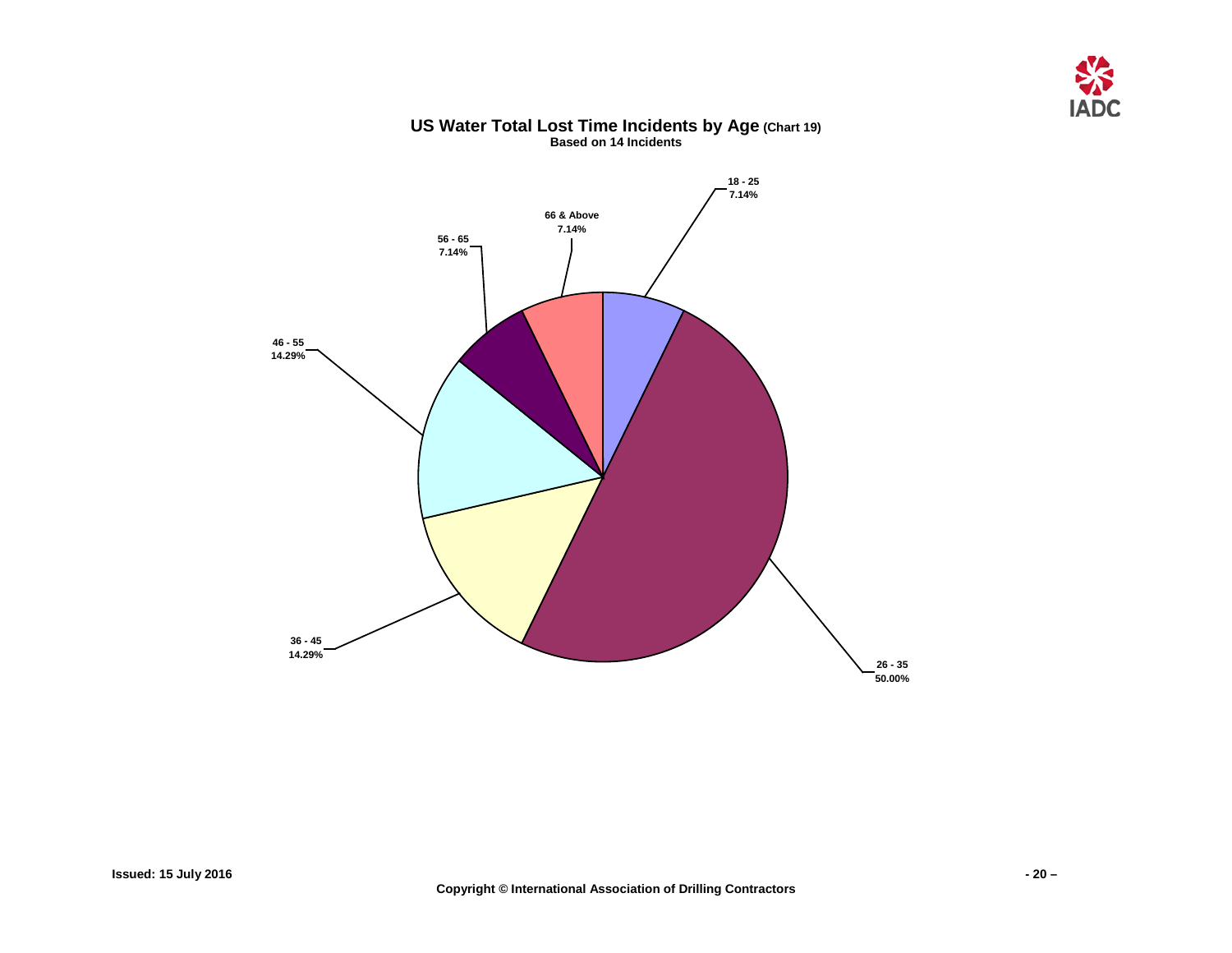## US Water Total Lost Time Incidents by Age (Chart 19)

**Based on 14 Incidents**

18 - 25
7.14%

66 & Above
7.14%

56 - 65
7.14%

46 - 55
14.29%

36 - 45
14.29%

26 - 35
50.00%

**Issued: 15 July 2016**

**Copyright © International Association of Drilling Contractors**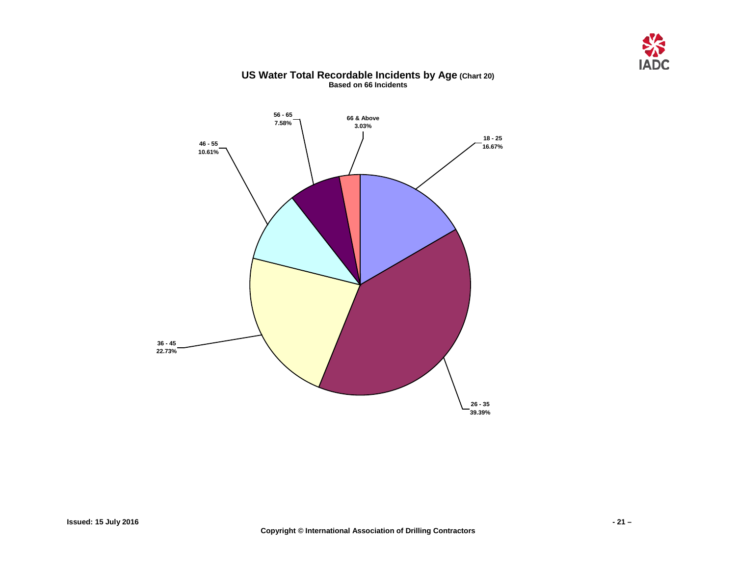## US Water Total Recordable Incidents by Age (Chart 20)

**Based on 66 Incidents**

18 - 25
16.67%

26 - 35
39.39%

36 - 45
22.73%

46 - 55
10.61%

56 - 65
7.58%

66 & Above
3.03%

**Issued: 15 July 2016**

**Copyright © International Association of Drilling Contractors**